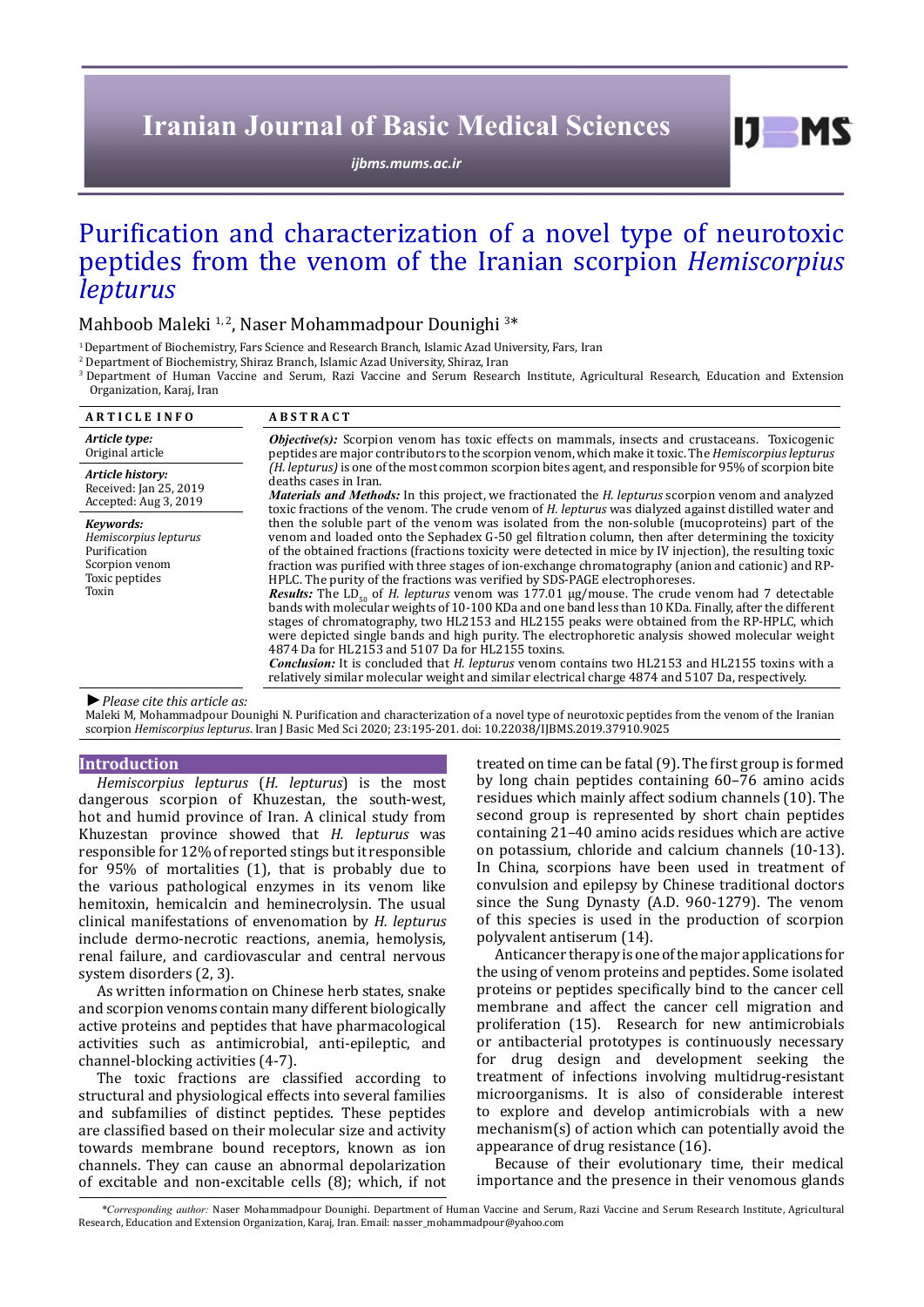# Purification and characterization of a novel type of neurotoxic peptides from the venom of the Iranian scorpion *Hemiscorpius lepturus*

Mahboob Maleki [1, 2], Naser Mohammadpour Dounighi [3]*

[1] Department of Biochemistry, Fars Science and Research Branch, Islamic Azad University, Fars, Iran
[2] Department of Biochemistry, Shiraz Branch, Islamic Azad University, Shiraz, Iran
[3] Department of Human Vaccine and Serum, Razi Vaccine and Serum Research Institute, Agricultural Research, Education and Extension Organization, Karaj, Iran

**ARTICLE INFO**

***Article type:***
Original article

***Article history:***
Received: Jan 25, 2019
Accepted: Aug 3, 2019

***Keywords:***
*Hemiscorpius lepturus*
Purification
Scorpion venom
Toxic peptides
Toxin

**ABSTRACT**

***Objective(s):*** Scorpion venom has toxic effects on mammals, insects and crustaceans. Toxicogenic peptides are major contributors to the scorpion venom, which make it toxic. The *Hemiscorpius lepturus (H. lepturus)* is one of the most common scorpion bites agent, and responsible for 95% of scorpion bite deaths cases in Iran.

***Materials and Methods:*** In this project, we fractionated the *H. lepturus* scorpion venom and analyzed toxic fractions of the venom. The crude venom of *H. lepturus* was dialyzed against distilled water and then the soluble part of the venom was isolated from the non-soluble (mucoproteins) part of the venom and loaded onto the Sephadex G-50 gel filtration column, then after determining the toxicity of the obtained fractions (fractions toxicity were detected in mice by IV injection), the resulting toxic fraction was purified with three stages of ion-exchange chromatography (anion and cationic) and RP-HPLC. The purity of the fractions was verified by SDS-PAGE electrophoreses.

***Results:*** The $LD_{50}$ of *H. lepturus* venom was 177.01 µg/mouse. The crude venom had 7 detectable bands with molecular weights of 10-100 KDa and one band less than 10 KDa. Finally, after the different stages of chromatography, two HL2153 and HL2155 peaks were obtained from the RP-HPLC, which were depicted single bands and high purity. The electrophoretic analysis showed molecular weight 4874 Da for HL2153 and 5107 Da for HL2155 toxins.

***Conclusion:*** It is concluded that *H. lepturus* venom contains two HL2153 and HL2155 toxins with a relatively similar molecular weight and similar electrical charge 4874 and 5107 Da, respectively.

► *Please cite this article as:*
Maleki M, Mohammadpour Dounighi N. Purification and characterization of a novel type of neurotoxic peptides from the venom of the Iranian scorpion *Hemiscorpius lepturus*. Iran J Basic Med Sci 2020; 23:195-201. doi: 10.22038/IJBMS.2019.37910.9025

## Introduction

*Hemiscorpius lepturus* (*H. lepturus*) is the most dangerous scorpion of Khuzestan, the south-west, hot and humid province of Iran. A clinical study from Khuzestan province showed that *H. lepturus* was responsible for 12% of reported stings but it responsible for 95% of mortalities (1), that is probably due to the various pathological enzymes in its venom like hemitoxin, hemicalcin and heminecrolysin. The usual clinical manifestations of envenomation by *H. lepturus* include dermo-necrotic reactions, anemia, hemolysis, renal failure, and cardiovascular and central nervous system disorders (2, 3).

As written information on Chinese herb states, snake and scorpion venoms contain many different biologically active proteins and peptides that have pharmacological activities such as antimicrobial, anti-epileptic, and channel-blocking activities (4-7).

The toxic fractions are classified according to structural and physiological effects into several families and subfamilies of distinct peptides. These peptides are classified based on their molecular size and activity towards membrane bound receptors, known as ion channels. They can cause an abnormal depolarization of excitable and non-excitable cells (8); which, if not treated on time can be fatal (9). The first group is formed by long chain peptides containing 60–76 amino acids residues which mainly affect sodium channels (10). The second group is represented by short chain peptides containing 21–40 amino acids residues which are active on potassium, chloride and calcium channels (10-13). In China, scorpions have been used in treatment of convulsion and epilepsy by Chinese traditional doctors since the Sung Dynasty (A.D. 960-1279). The venom of this species is used in the production of scorpion polyvalent antiserum (14).

Anticancer therapy is one of the major applications for the using of venom proteins and peptides. Some isolated proteins or peptides specifically bind to the cancer cell membrane and affect the cancer cell migration and proliferation (15). Research for new antimicrobials or antibacterial prototypes is continuously necessary for drug design and development seeking the treatment of infections involving multidrug-resistant microorganisms. It is also of considerable interest to explore and develop antimicrobials with a new mechanism(s) of action which can potentially avoid the appearance of drug resistance (16).

Because of their evolutionary time, their medical importance and the presence in their venomous glands

*\*Corresponding author:* Naser Mohammadpour Dounighi. Department of Human Vaccine and Serum, Razi Vaccine and Serum Research Institute, Agricultural Research, Education and Extension Organization, Karaj, Iran. Email: nasser_mohammadpour@yahoo.com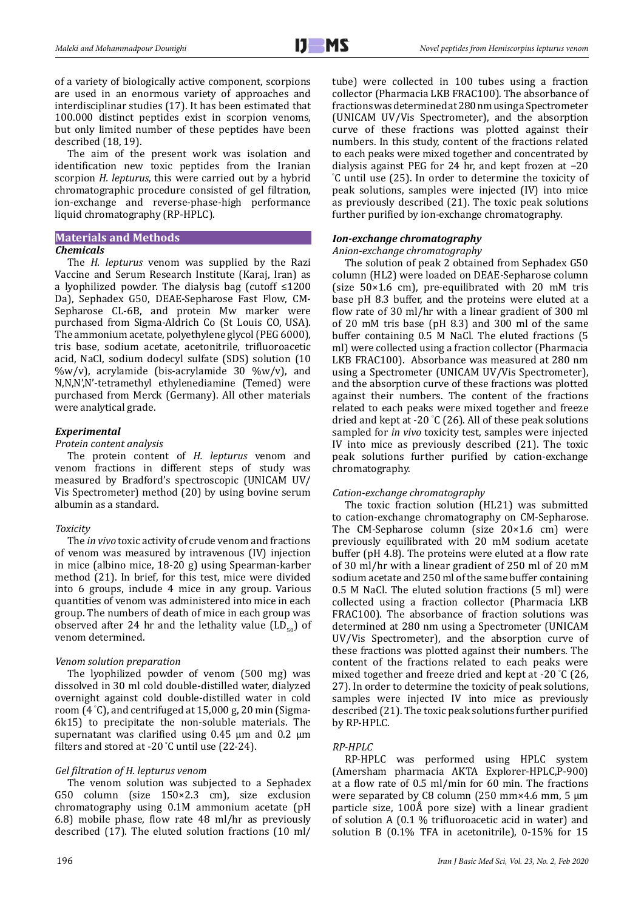of a variety of biologically active component, scorpions are used in an enormous variety of approaches and interdisciplinar studies (17). It has been estimated that 100.000 distinct peptides exist in scorpion venoms, but only limited number of these peptides have been described (18, 19).

The aim of the present work was isolation and identification new toxic peptides from the Iranian scorpion *H. lepturus*, this were carried out by a hybrid chromatographic procedure consisted of gel filtration, ion-exchange and reverse-phase-high performance liquid chromatography (RP-HPLC).

## Materials and Methods

### *Chemicals*

The *H. lepturus* venom was supplied by the Razi Vaccine and Serum Research Institute (Karaj, Iran) as a lyophilized powder. The dialysis bag (cutoff ≤1200 Da), Sephadex G50, DEAE-Sepharose Fast Flow, CM-Sepharose CL-6B, and protein Mw marker were purchased from Sigma-Aldrich Co (St Louis CO, USA). The ammonium acetate, polyethylene glycol (PEG 6000), tris base, sodium acetate, acetonitrile, trifluoroacetic acid, NaCl, sodium dodecyl sulfate (SDS) solution (10 %w/v), acrylamide (bis-acrylamide 30 %w/v), and N,N,N',N'-tetramethyl ethylenediamine (Temed) were purchased from Merck (Germany). All other materials were analytical grade.

### *Experimental*

*Protein content analysis*

The protein content of *H. lepturus* venom and venom fractions in different steps of study was measured by Bradford's spectroscopic (UNICAM UV/Vis Spectrometer) method (20) by using bovine serum albumin as a standard.

*Toxicity*

The *in vivo* toxic activity of crude venom and fractions of venom was measured by intravenous (IV) injection in mice (albino mice, 18-20 g) using Spearman-karber method (21). In brief, for this test, mice were divided into 6 groups, include 4 mice in any group. Various quantities of venom was administered into mice in each group. The numbers of death of mice in each group was observed after 24 hr and the lethality value ($LD_{50}$) of venom determined.

*Venom solution preparation*

The lyophilized powder of venom (500 mg) was dissolved in 30 ml cold double-distilled water, dialyzed overnight against cold double-distilled water in cold room (4 ˚C), and centrifuged at 15,000 g, 20 min (Sigma-6k15) to precipitate the non-soluble materials. The supernatant was clarified using 0.45 µm and 0.2 µm filters and stored at -20 ˚C until use (22-24).

*Gel filtration of H. lepturus venom*

The venom solution was subjected to a Sephadex G50 column (size 150×2.3 cm), size exclusion chromatography using 0.1M ammonium acetate (pH 6.8) mobile phase, flow rate 48 ml/hr as previously described (17). The eluted solution fractions (10 ml/tube) were collected in 100 tubes using a fraction collector (Pharmacia LKB FRAC100). The absorbance of fractions was determined at 280 nm using a Spectrometer (UNICAM UV/Vis Spectrometer), and the absorption curve of these fractions was plotted against their numbers. In this study, content of the fractions related to each peaks were mixed together and concentrated by dialysis against PEG for 24 hr, and kept frozen at −20 ˚C until use (25). In order to determine the toxicity of peak solutions, samples were injected (IV) into mice as previously described (21). The toxic peak solutions further purified by ion-exchange chromatography.

### *Ion-exchange chromatography*

*Anion-exchange chromatography*

The solution of peak 2 obtained from Sephadex G50 column (HL2) were loaded on DEAE-Sepharose column (size 50×1.6 cm), pre-equilibrated with 20 mM tris base pH 8.3 buffer, and the proteins were eluted at a flow rate of 30 ml/hr with a linear gradient of 300 ml of 20 mM tris base (pH 8.3) and 300 ml of the same buffer containing 0.5 M NaCl. The eluted fractions (5 ml) were collected using a fraction collector (Pharmacia LKB FRAC100). Absorbance was measured at 280 nm using a Spectrometer (UNICAM UV/Vis Spectrometer), and the absorption curve of these fractions was plotted against their numbers. The content of the fractions related to each peaks were mixed together and freeze dried and kept at -20 ˚C (26). All of these peak solutions sampled for *in vivo* toxicity test, samples were injected IV into mice as previously described (21). The toxic peak solutions further purified by cation-exchange chromatography.

*Cation-exchange chromatography*

The toxic fraction solution (HL21) was submitted to cation-exchange chromatography on CM-Sepharose. The CM-Sepharose column (size 20×1.6 cm) were previously equilibrated with 20 mM sodium acetate buffer (pH 4.8). The proteins were eluted at a flow rate of 30 ml/hr with a linear gradient of 250 ml of 20 mM sodium acetate and 250 ml of the same buffer containing 0.5 M NaCl. The eluted solution fractions (5 ml) were collected using a fraction collector (Pharmacia LKB FRAC100). The absorbance of fraction solutions was determined at 280 nm using a Spectrometer (UNICAM UV/Vis Spectrometer), and the absorption curve of these fractions was plotted against their numbers. The content of the fractions related to each peaks were mixed together and freeze dried and kept at -20 ˚C (26, 27). In order to determine the toxicity of peak solutions, samples were injected IV into mice as previously described (21). The toxic peak solutions further purified by RP-HPLC.

*RP-HPLC*

RP-HPLC was performed using HPLC system (Amersham pharmacia AKTA Explorer-HPLC,P-900) at a flow rate of 0.5 ml/min for 60 min. The fractions were separated by C8 column (250 mm×4.6 mm, 5 µm particle size, 100Å pore size) with a linear gradient of solution A (0.1 % trifluoroacetic acid in water) and solution B (0.1% TFA in acetonitrile), 0-15% for 15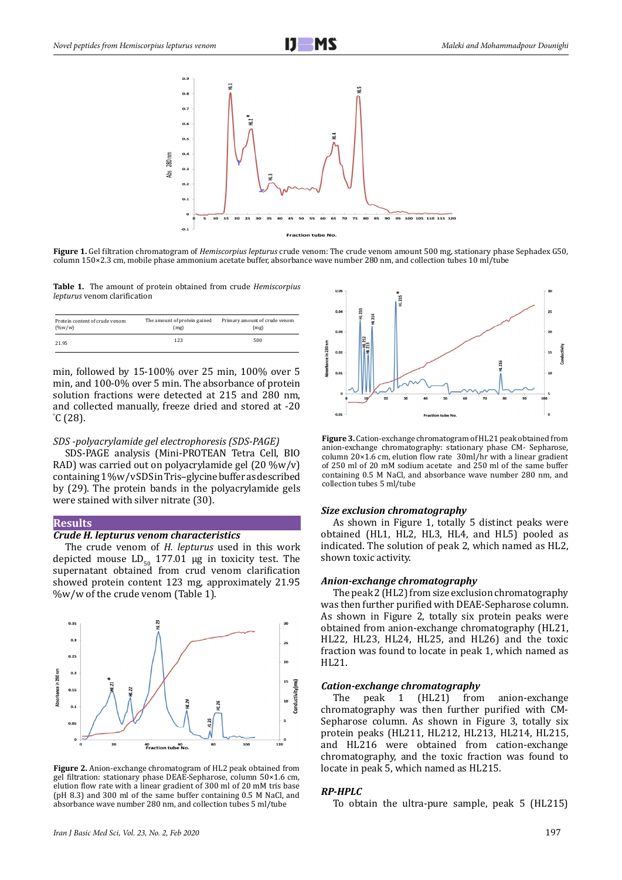Figure 1. Gel filtration chromatogram of *Hemiscorpius lepturus* crude venom: The crude venom amount 500 mg, stationary phase Sephadex G50, column 150×2.3 cm, mobile phase ammonium acetate buffer, absorbance wave number 280 nm, and collection tubes 10 ml/tube

**Table 1.** The amount of protein obtained from crude *Hemiscorpius lepturus* venom clarification

| Protein content of crude venom (%w/w) | The amount of protein gained (mg) | Primary amount of crude venom (mg) |
|---|---|---|
| 21.95 | 123 | 500 |

min, followed by 15-100% over 25 min, 100% over 5 min, and 100-0% over 5 min. The absorbance of protein solution fractions were detected at 215 and 280 nm, and collected manually, freeze dried and stored at -20 °C (28).

*SDS -polyacrylamide gel electrophoresis (SDS-PAGE)*

SDS-PAGE analysis (Mini-PROTEAN Tetra Cell, BIO RAD) was carried out on polyacrylamide gel (20 %w/v) containing 1%w/v SDS in Tris–glycine buffer as described by (29). The protein bands in the polyacrylamide gels were stained with silver nitrate (30).

## Results

### *Crude H. lepturus venom characteristics*

The crude venom of *H. lepturus* used in this work depicted mouse $LD_{50}$ 177.01 µg in toxicity test. The supernatant obtained from crud venom clarification showed protein content 123 mg, approximately 21.95 %w/w of the crude venom (Table 1).

Figure 2. Anion-exchange chromatogram of HL2 peak obtained from gel filtration: stationary phase DEAE-Sepharose, column 50×1.6 cm, elution flow rate with a linear gradient of 300 ml of 20 mM tris base (pH 8.3) and 300 ml of the same buffer containing 0.5 M NaCl, and absorbance wave number 280 nm, and collection tubes 5 ml/tube

Figure 3. Cation-exchange chromatogram of HL21 peak obtained from anion-exchange chromatography: stationary phase CM- Sepharose, column 20×1.6 cm, elution flow rate 30ml/hr with a linear gradient of 250 ml of 20 mM sodium acetate and 250 ml of the same buffer containing 0.5 M NaCl, and absorbance wave number 280 nm, and collection tubes 5 ml/tube

### *Size exclusion chromatography*

As shown in Figure 1, totally 5 distinct peaks were obtained (HL1, HL2, HL3, HL4, and HL5) pooled as indicated. The solution of peak 2, which named as HL2, shown toxic activity.

### *Anion-exchange chromatography*

The peak 2 (HL2) from size exclusion chromatography was then further purified with DEAE-Sepharose column. As shown in Figure 2, totally six protein peaks were obtained from anion-exchange chromatography (HL21, HL22, HL23, HL24, HL25, and HL26) and the toxic fraction was found to locate in peak 1, which named as HL21.

### *Cation-exchange chromatography*

The peak 1 (HL21) from anion-exchange chromatography was then further purified with CM-Sepharose column. As shown in Figure 3, totally six protein peaks (HL211, HL212, HL213, HL214, HL215, and HL216 were obtained from cation-exchange chromatography, and the toxic fraction was found to locate in peak 5, which named as HL215.

### *RP-HPLC*

To obtain the ultra-pure sample, peak 5 (HL215)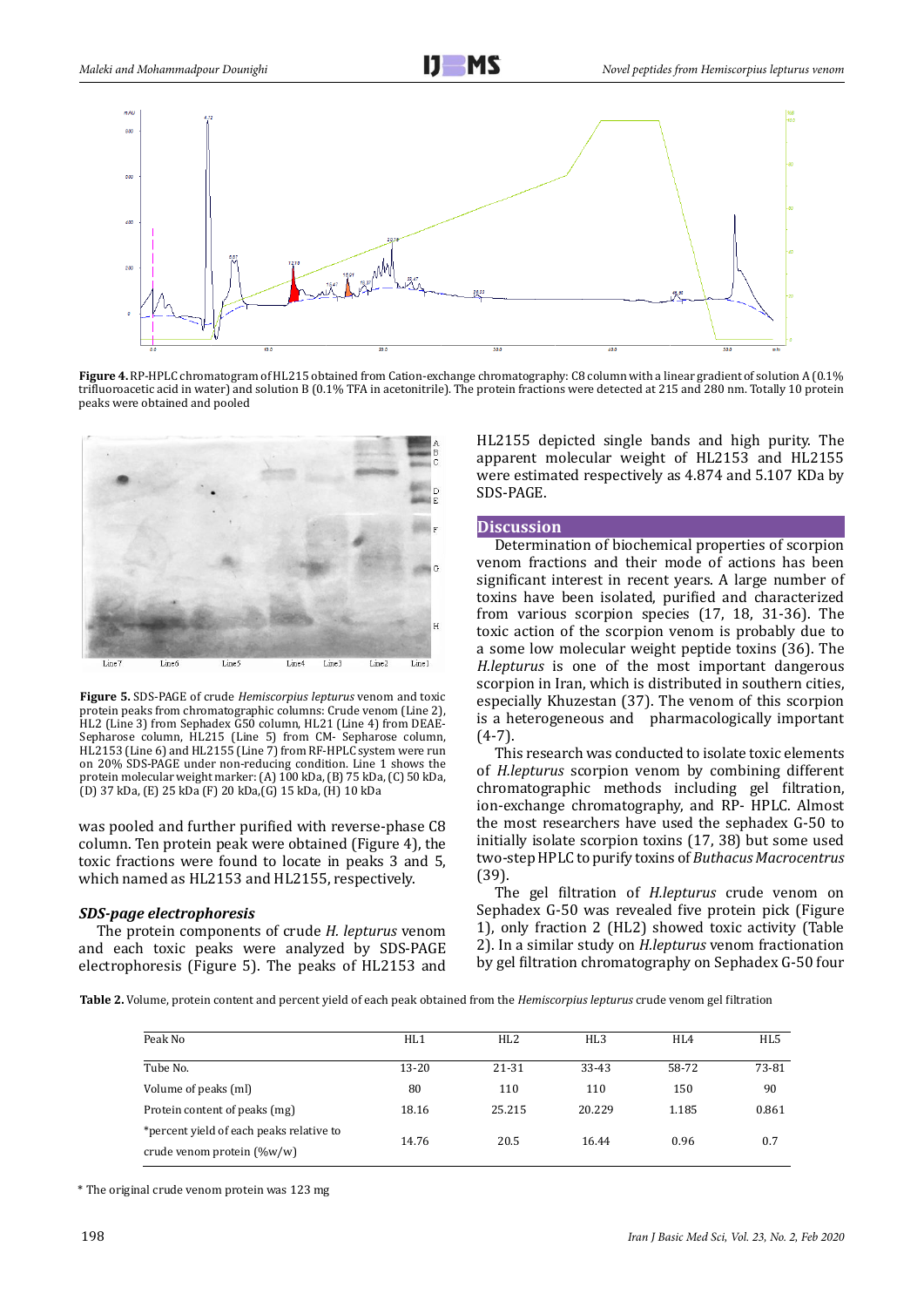**Figure 4.** RP-HPLC chromatogram of HL215 obtained from Cation-exchange chromatography: C8 column with a linear gradient of solution A (0.1% trifluoroacetic acid in water) and solution B (0.1% TFA in acetonitrile). The protein fractions were detected at 215 and 280 nm. Totally 10 protein peaks were obtained and pooled

**Figure 5.** SDS-PAGE of crude *Hemiscorpius lepturus* venom and toxic protein peaks from chromatographic columns: Crude venom (Line 2), HL2 (Line 3) from Sephadex G50 column, HL21 (Line 4) from DEAE-Sepharose column, HL215 (Line 5) from CM- Sepharose column, HL2153 (Line 6) and HL2155 (Line 7) from RF-HPLC system were run on 20% SDS-PAGE under non-reducing condition. Line 1 shows the protein molecular weight marker: (A) 100 kDa, (B) 75 kDa, (C) 50 kDa, (D) 37 kDa, (E) 25 kDa (F) 20 kDa,(G) 15 kDa, (H) 10 kDa

was pooled and further purified with reverse-phase C8 column. Ten protein peak were obtained (Figure 4), the toxic fractions were found to locate in peaks 3 and 5, which named as HL2153 and HL2155, respectively.

### *SDS-page electrophoresis*

The protein components of crude *H. lepturus* venom and each toxic peaks were analyzed by SDS-PAGE electrophoresis (Figure 5). The peaks of HL2153 and HL2155 depicted single bands and high purity. The apparent molecular weight of HL2153 and HL2155 were estimated respectively as 4.874 and 5.107 KDa by SDS-PAGE.

## Discussion

Determination of biochemical properties of scorpion venom fractions and their mode of actions has been significant interest in recent years. A large number of toxins have been isolated, purified and characterized from various scorpion species (17, 18, 31-36). The toxic action of the scorpion venom is probably due to a some low molecular weight peptide toxins (36). The *H.lepturus* is one of the most important dangerous scorpion in Iran, which is distributed in southern cities, especially Khuzestan (37). The venom of this scorpion is a heterogeneous and pharmacologically important (4-7).

This research was conducted to isolate toxic elements of *H.lepturus* scorpion venom by combining different chromatographic methods including gel filtration, ion-exchange chromatography, and RP- HPLC. Almost the most researchers have used the sephadex G-50 to initially isolate scorpion toxins (17, 38) but some used two-step HPLC to purify toxins of *Buthacus Macrocentrus* (39).

The gel filtration of *H.lepturus* crude venom on Sephadex G-50 was revealed five protein pick (Figure 1), only fraction 2 (HL2) showed toxic activity (Table 2). In a similar study on *H.lepturus* venom fractionation by gel filtration chromatography on Sephadex G-50 four

**Table 2.** Volume, protein content and percent yield of each peak obtained from the *Hemiscorpius lepturus* crude venom gel filtration

| Peak No | HL1 | HL2 | HL3 | HL4 | HL5 |
|---|---|---|---|---|---|
| Tube No. | 13-20 | 21-31 | 33-43 | 58-72 | 73-81 |
| Volume of peaks (ml) | 80 | 110 | 110 | 150 | 90 |
| Protein content of peaks (mg) | 18.16 | 25.215 | 20.229 | 1.185 | 0.861 |
| *percent yield of each peaks relative to crude venom protein (%w/w) | 14.76 | 20.5 | 16.44 | 0.96 | 0.7 |

\* The original crude venom protein was 123 mg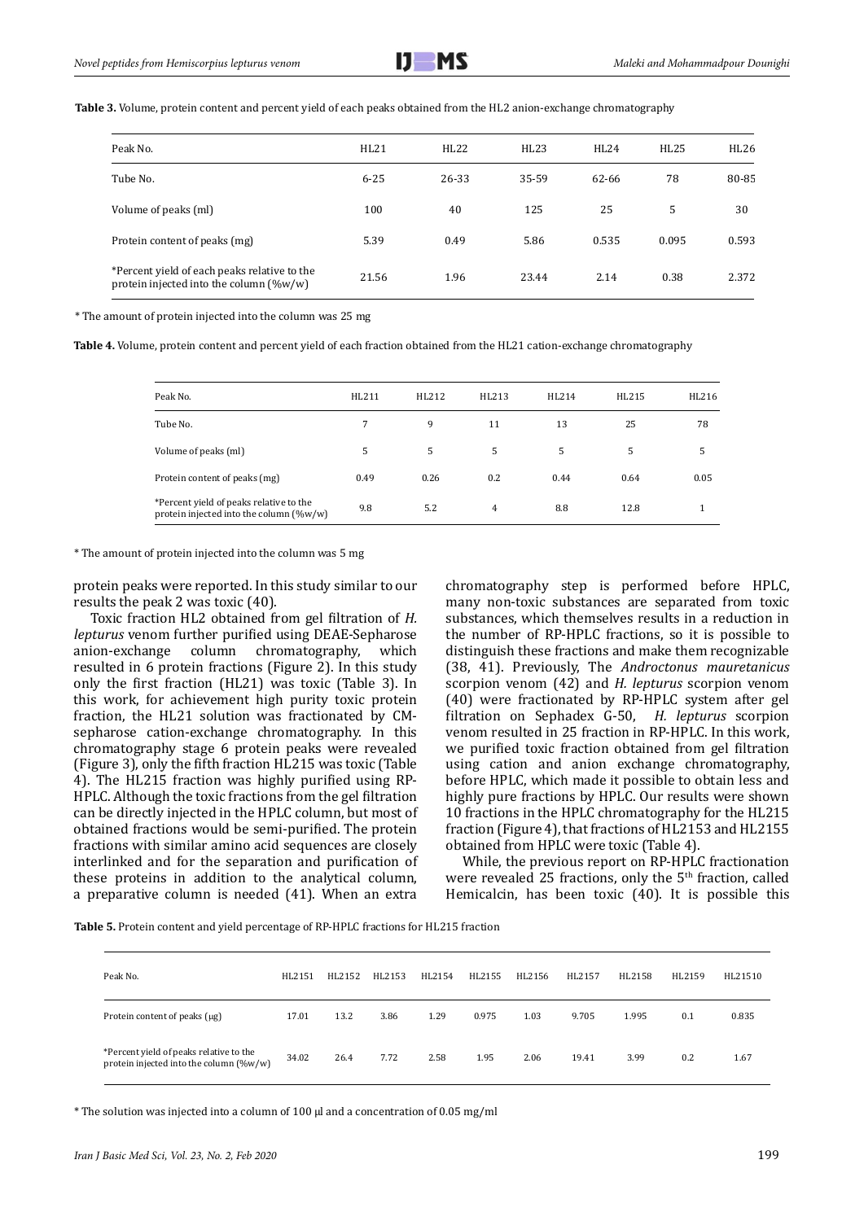**Table 3.** Volume, protein content and percent yield of each peaks obtained from the HL2 anion-exchange chromatography

| Peak No. | HL21 | HL22 | HL23 | HL24 | HL25 | HL26 |
|---|---|---|---|---|---|---|
| Tube No. | 6-25 | 26-33 | 35-59 | 62-66 | 78 | 80-85 |
| Volume of peaks (ml) | 100 | 40 | 125 | 25 | 5 | 30 |
| Protein content of peaks (mg) | 5.39 | 0.49 | 5.86 | 0.535 | 0.095 | 0.593 |
| *Percent yield of each peaks relative to the protein injected into the column (%w/w) | 21.56 | 1.96 | 23.44 | 2.14 | 0.38 | 2.372 |

* The amount of protein injected into the column was 25 mg

**Table 4.** Volume, protein content and percent yield of each fraction obtained from the HL21 cation-exchange chromatography

| Peak No. | HL211 | HL212 | HL213 | HL214 | HL215 | HL216 |
|---|---|---|---|---|---|---|
| Tube No. | 7 | 9 | 11 | 13 | 25 | 78 |
| Volume of peaks (ml) | 5 | 5 | 5 | 5 | 5 | 5 |
| Protein content of peaks (mg) | 0.49 | 0.26 | 0.2 | 0.44 | 0.64 | 0.05 |
| *Percent yield of peaks relative to the protein injected into the column (%w/w) | 9.8 | 5.2 | 4 | 8.8 | 12.8 | 1 |

* The amount of protein injected into the column was 5 mg

protein peaks were reported. In this study similar to our results the peak 2 was toxic (40).

Toxic fraction HL2 obtained from gel filtration of *H. lepturus* venom further purified using DEAE-Sepharose anion-exchange column chromatography, which resulted in 6 protein fractions (Figure 2). In this study only the first fraction (HL21) was toxic (Table 3). In this work, for achievement high purity toxic protein fraction, the HL21 solution was fractionated by CM-sepharose cation-exchange chromatography. In this chromatography stage 6 protein peaks were revealed (Figure 3), only the fifth fraction HL215 was toxic (Table 4). The HL215 fraction was highly purified using RP-HPLC. Although the toxic fractions from the gel filtration can be directly injected in the HPLC column, but most of obtained fractions would be semi-purified. The protein fractions with similar amino acid sequences are closely interlinked and for the separation and purification of these proteins in addition to the analytical column, a preparative column is needed (41). When an extra chromatography step is performed before HPLC, many non-toxic substances are separated from toxic substances, which themselves results in a reduction in the number of RP-HPLC fractions, so it is possible to distinguish these fractions and make them recognizable (38, 41). Previously, The *Androctonus mauretanicus* scorpion venom (42) and *H. lepturus* scorpion venom (40) were fractionated by RP-HPLC system after gel filtration on Sephadex G-50, *H. lepturus* scorpion venom resulted in 25 fraction in RP-HPLC. In this work, we purified toxic fraction obtained from gel filtration using cation and anion exchange chromatography, before HPLC, which made it possible to obtain less and highly pure fractions by HPLC. Our results were shown 10 fractions in the HPLC chromatography for the HL215 fraction (Figure 4), that fractions of HL2153 and HL2155 obtained from HPLC were toxic (Table 4).

While, the previous report on RP-HPLC fractionation were revealed 25 fractions, only the 5th fraction, called Hemicalcin, has been toxic (40). It is possible this

**Table 5.** Protein content and yield percentage of RP-HPLC fractions for HL215 fraction

| Peak No. | HL2151 | HL2152 | HL2153 | HL2154 | HL2155 | HL2156 | HL2157 | HL2158 | HL2159 | HL21510 |
|---|---|---|---|---|---|---|---|---|---|---|
| Protein content of peaks (μg) | 17.01 | 13.2 | 3.86 | 1.29 | 0.975 | 1.03 | 9.705 | 1.995 | 0.1 | 0.835 |
| *Percent yield of peaks relative to the protein injected into the column (%w/w) | 34.02 | 26.4 | 7.72 | 2.58 | 1.95 | 2.06 | 19.41 | 3.99 | 0.2 | 1.67 |

* The solution was injected into a column of 100 μl and a concentration of 0.05 mg/ml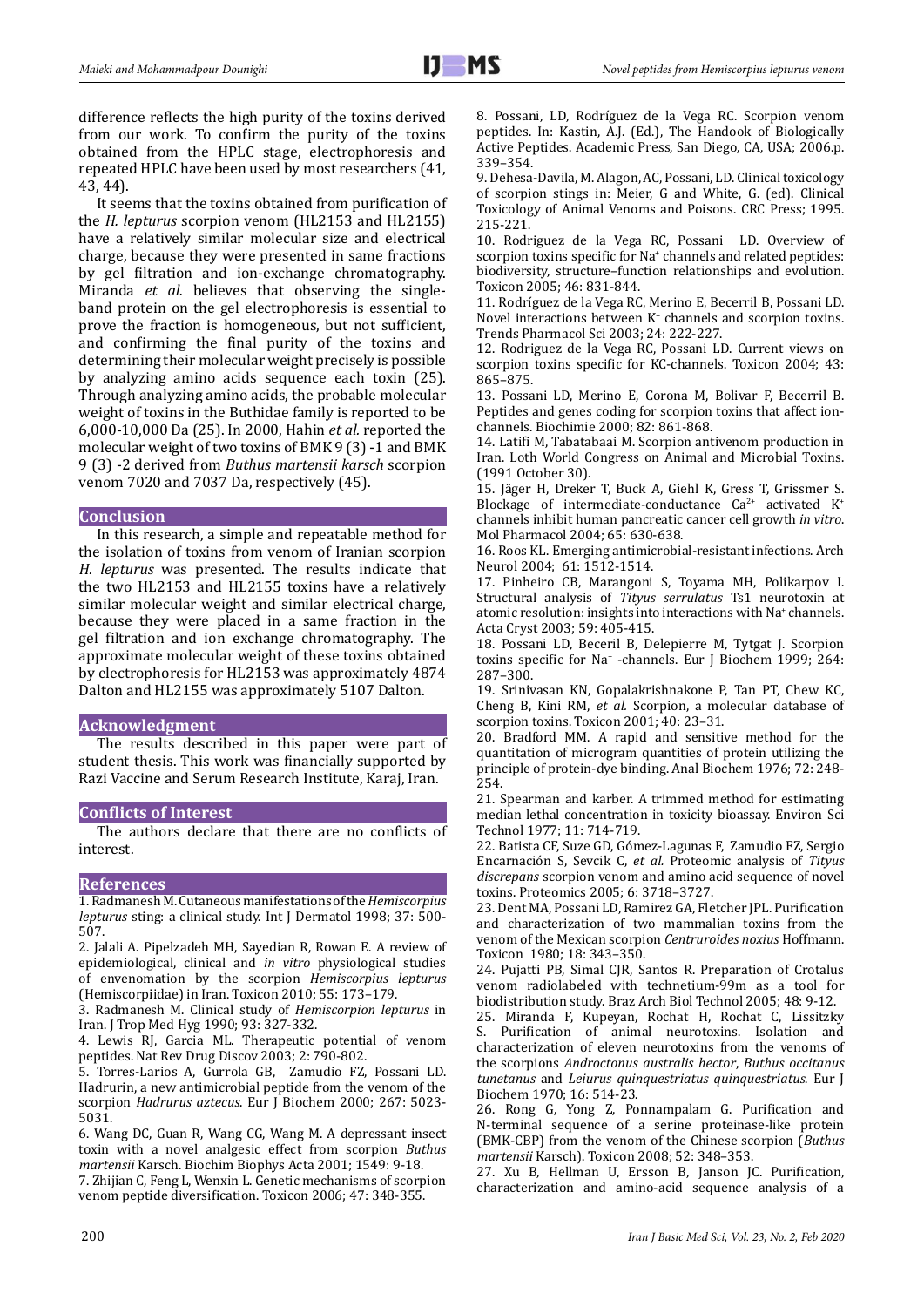difference reflects the high purity of the toxins derived from our work. To confirm the purity of the toxins obtained from the HPLC stage, electrophoresis and repeated HPLC have been used by most researchers (41, 43, 44).

It seems that the toxins obtained from purification of the *H. lepturus* scorpion venom (HL2153 and HL2155) have a relatively similar molecular size and electrical charge, because they were presented in same fractions by gel filtration and ion-exchange chromatography. Miranda *et al.* believes that observing the single-band protein on the gel electrophoresis is essential to prove the fraction is homogeneous, but not sufficient, and confirming the final purity of the toxins and determining their molecular weight precisely is possible by analyzing amino acids sequence each toxin (25). Through analyzing amino acids, the probable molecular weight of toxins in the Buthidae family is reported to be 6,000-10,000 Da (25). In 2000, Hahin *et al.* reported the molecular weight of two toxins of BMK 9 (3) -1 and BMK 9 (3) -2 derived from *Buthus martensii karsch* scorpion venom 7020 and 7037 Da, respectively (45).

## Conclusion

In this research, a simple and repeatable method for the isolation of toxins from venom of Iranian scorpion *H. lepturus* was presented. The results indicate that the two HL2153 and HL2155 toxins have a relatively similar molecular weight and similar electrical charge, because they were placed in a same fraction in the gel filtration and ion exchange chromatography. The approximate molecular weight of these toxins obtained by electrophoresis for HL2153 was approximately 4874 Dalton and HL2155 was approximately 5107 Dalton.

## Acknowledgment

The results described in this paper were part of student thesis. This work was financially supported by Razi Vaccine and Serum Research Institute, Karaj, Iran.

## Conflicts of Interest

The authors declare that there are no conflicts of interest.

## References

1. Radmanesh M. Cutaneous manifestations of the *Hemiscorpius lepturus* sting: a clinical study. Int J Dermatol 1998; 37: 500-507.
2. Jalali A. Pipelzadeh MH, Sayedian R, Rowan E. A review of epidemiological, clinical and *in vitro* physiological studies of envenomation by the scorpion *Hemiscorpius lepturus* (Hemiscorpiidae) in Iran. Toxicon 2010; 55: 173–179.
3. Radmanesh M. Clinical study of *Hemiscorpion lepturus* in Iran. J Trop Med Hyg 1990; 93: 327-332.
4. Lewis RJ, Garcia ML. Therapeutic potential of venom peptides. Nat Rev Drug Discov 2003; 2: 790-802.
5. Torres-Larios A, Gurrola GB, Zamudio FZ, Possani LD. Hadrurin, a new antimicrobial peptide from the venom of the scorpion *Hadrurus aztecus*. Eur J Biochem 2000; 267: 5023-5031.
6. Wang DC, Guan R, Wang CG, Wang M. A depressant insect toxin with a novel analgesic effect from scorpion *Buthus martensii* Karsch. Biochim Biophys Acta 2001; 1549: 9-18.
7. Zhijian C, Feng L, Wenxin L. Genetic mechanisms of scorpion venom peptide diversification. Toxicon 2006; 47: 348-355.
8. Possani, LD, Rodríguez de la Vega RC. Scorpion venom peptides. In: Kastin, A.J. (Ed.), The Handook of Biologically Active Peptides. Academic Press, San Diego, CA, USA; 2006.p. 339–354.
9. Dehesa-Davila, M. Alagon, AC, Possani, LD. Clinical toxicology of scorpion stings in: Meier, G and White, G. (ed). Clinical Toxicology of Animal Venoms and Poisons. CRC Press; 1995. 215-221.
10. Rodriguez de la Vega RC, Possani LD. Overview of scorpion toxins specific for Na+ channels and related peptides: biodiversity, structure–function relationships and evolution. Toxicon 2005; 46: 831-844.
11. Rodríguez de la Vega RC, Merino E, Becerril B, Possani LD. Novel interactions between K+ channels and scorpion toxins. Trends Pharmacol Sci 2003; 24: 222-227.
12. Rodriguez de la Vega RC, Possani LD. Current views on scorpion toxins specific for KC-channels. Toxicon 2004; 43: 865–875.
13. Possani LD, Merino E, Corona M, Bolivar F, Becerril B. Peptides and genes coding for scorpion toxins that affect ion-channels. Biochimie 2000; 82: 861-868.
14. Latifi M, Tabatabaai M. Scorpion antivenom production in Iran. Loth World Congress on Animal and Microbial Toxins. (1991 October 30).
15. Jäger H, Dreker T, Buck A, Giehl K, Gress T, Grissmer S. Blockage of intermediate-conductance $Ca^{2+}$ activated $K^{+}$ channels inhibit human pancreatic cancer cell growth *in vitro*. Mol Pharmacol 2004; 65: 630-638.
16. Roos KL. Emerging antimicrobial-resistant infections. Arch Neurol 2004; 61: 1512-1514.
17. Pinheiro CB, Marangoni S, Toyama MH, Polikarpov I. Structural analysis of *Tityus serrulatus* Ts1 neurotoxin at atomic resolution: insights into interactions with Na+ channels. Acta Cryst 2003; 59: 405-415.
18. Possani LD, Beceril B, Delepierre M, Tytgat J. Scorpion toxins specific for Na+ -channels. Eur J Biochem 1999; 264: 287–300.
19. Srinivasan KN, Gopalakrishnakone P, Tan PT, Chew KC, Cheng B, Kini RM, *et al.* Scorpion, a molecular database of scorpion toxins. Toxicon 2001; 40: 23–31.
20. Bradford MM. A rapid and sensitive method for the quantitation of microgram quantities of protein utilizing the principle of protein-dye binding. Anal Biochem 1976; 72: 248-254.
21. Spearman and karber. A trimmed method for estimating median lethal concentration in toxicity bioassay. Environ Sci Technol 1977; 11: 714-719.
22. Batista CF, Suze GD, Gómez-Lagunas F, Zamudio FZ, Sergio Encarnación S, Sevcik C, *et al.* Proteomic analysis of *Tityus discrepans* scorpion venom and amino acid sequence of novel toxins. Proteomics 2005; 6: 3718–3727.
23. Dent MA, Possani LD, Ramirez GA, Fletcher JPL. Purification and characterization of two mammalian toxins from the venom of the Mexican scorpion *Centruroides noxius* Hoffmann. Toxicon 1980; 18: 343–350.
24. Pujatti PB, Simal CJR, Santos R. Preparation of Crotalus venom radiolabeled with technetium-99m as a tool for biodistribution study. Braz Arch Biol Technol 2005; 48: 9-12.
25. Miranda F, Kupeyan, Rochat H, Rochat C, Lissitzky S. Purification of animal neurotoxins. Isolation and characterization of eleven neurotoxins from the venoms of the scorpions *Androctonus australis hector*, *Buthus occitanus tunetanus* and *Leiurus quinquestriatus quinquestriatus*. Eur J Biochem 1970; 16: 514-23.
26. Rong G, Yong Z, Ponnampalam G. Purification and N-terminal sequence of a serine proteinase-like protein (BMK-CBP) from the venom of the Chinese scorpion (*Buthus martensii* Karsch). Toxicon 2008; 52: 348–353.
27. Xu B, Hellman U, Ersson B, Janson JC. Purification, characterization and amino-acid sequence analysis of a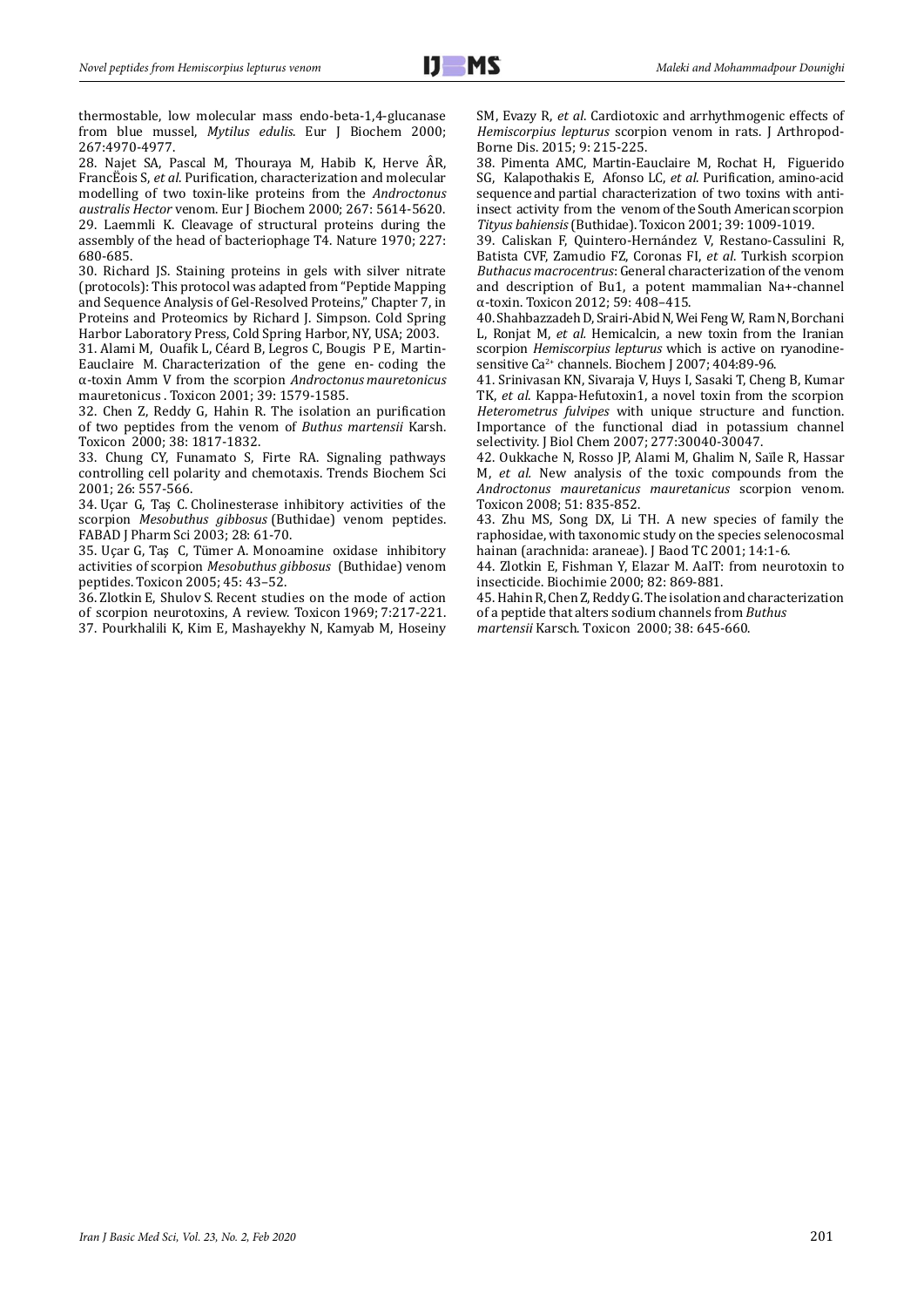thermostable, low molecular mass endo-beta-1,4-glucanase from blue mussel, *Mytilus edulis*. Eur J Biochem 2000; 267:4970-4977.

28. Najet SA, Pascal M, Thouraya M, Habib K, Herve ÂR, FrancËois S, *et al*. Purification, characterization and molecular modelling of two toxin-like proteins from the *Androctonus australis Hector* venom. Eur J Biochem 2000; 267: 5614-5620.

29. Laemmli K. Cleavage of structural proteins during the assembly of the head of bacteriophage T4. Nature 1970; 227: 680-685.

30. Richard JS. Staining proteins in gels with silver nitrate (protocols): This protocol was adapted from "Peptide Mapping and Sequence Analysis of Gel-Resolved Proteins," Chapter 7, in Proteins and Proteomics by Richard J. Simpson. Cold Spring Harbor Laboratory Press, Cold Spring Harbor, NY, USA; 2003.

31. Alami M, Ouafik L, Céard B, Legros C, Bougis P E, Martin-Eauclaire M. Characterization of the gene en- coding the α-toxin Amm V from the scorpion *Androctonus mauretonicus* mauretonicus . Toxicon 2001; 39: 1579-1585.

32. Chen Z, Reddy G, Hahin R. The isolation an purification of two peptides from the venom of *Buthus martensii* Karsh. Toxicon 2000; 38: 1817-1832.

33. Chung CY, Funamato S, Firte RA. Signaling pathways controlling cell polarity and chemotaxis. Trends Biochem Sci 2001; 26: 557-566.

34. Uçar G, Taş C. Cholinesterase inhibitory activities of the scorpion *Mesobuthus gibbosus* (Buthidae) venom peptides. FABAD J Pharm Sci 2003; 28: 61-70.

35. Uçar G, Taş C, Tümer A. Monoamine oxidase inhibitory activities of scorpion *Mesobuthus gibbosus* (Buthidae) venom peptides. Toxicon 2005; 45: 43–52.

36. Zlotkin E, Shulov S. Recent studies on the mode of action of scorpion neurotoxins, A review. Toxicon 1969; 7:217-221.

37. Pourkhalili K, Kim E, Mashayekhy N, Kamyab M, Hoseiny SM, Evazy R, *et al*. Cardiotoxic and arrhythmogenic effects of *Hemiscorpius lepturus* scorpion venom in rats. J Arthropod-Borne Dis. 2015; 9: 215-225.

38. Pimenta AMC, Martin-Eauclaire M, Rochat H, Figuerido SG, Kalapothakis E, Afonso LC, *et al*. Purification, amino-acid sequence and partial characterization of two toxins with anti-insect activity from the venom of the South American scorpion *Tityus bahiensis* (Buthidae). Toxicon 2001; 39: 1009-1019.

39. Caliskan F, Quintero-Hernández V, Restano-Cassulini R, Batista CVF, Zamudio FZ, Coronas FI, *et al*. Turkish scorpion *Buthacus macrocentrus*: General characterization of the venom and description of Bu1, a potent mammalian Na+-channel α-toxin. Toxicon 2012; 59: 408–415.

40. Shahbazzadeh D, Srairi-Abid N, Wei Feng W, Ram N, Borchani L, Ronjat M, *et al*. Hemicalcin, a new toxin from the Iranian scorpion *Hemiscorpius lepturus* which is active on ryanodine-sensitive $Ca^{2+}$ channels. Biochem J 2007; 404:89-96.

41. Srinivasan KN, Sivaraja V, Huys I, Sasaki T, Cheng B, Kumar TK, *et al*. Kappa-Hefutoxin1, a novel toxin from the scorpion *Heterometrus fulvipes* with unique structure and function. Importance of the functional diad in potassium channel selectivity. J Biol Chem 2007; 277:30040-30047.

42. Oukkache N, Rosso JP, Alami M, Ghalim N, Saïle R, Hassar M, *et al*. New analysis of the toxic compounds from the *Androctonus mauretanicus mauretanicus* scorpion venom. Toxicon 2008; 51: 835-852.

43. Zhu MS, Song DX, Li TH. A new species of family the raphosidae, with taxonomic study on the species selenocosmal hainan (arachnida: araneae). J Baod TC 2001; 14:1-6.

44. Zlotkin E, Fishman Y, Elazar M. AaIT: from neurotoxin to insecticide. Biochimie 2000; 82: 869-881.

45. Hahin R, Chen Z, Reddy G. The isolation and characterization of a peptide that alters sodium channels from *Buthus martensii* Karsch. Toxicon 2000; 38: 645-660.